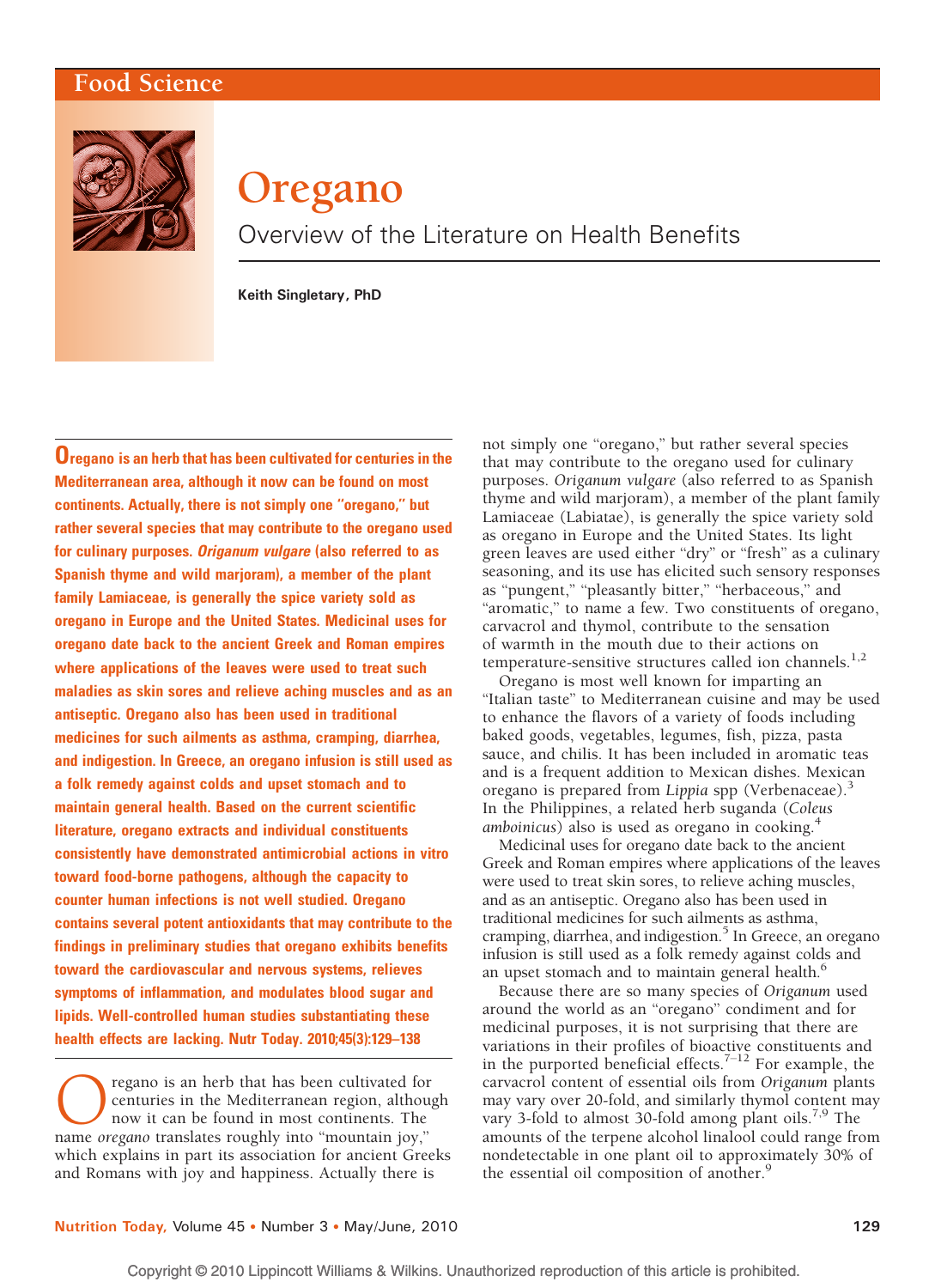Food Science

# Oregano

## Overview of the Literature on Health Benefits

**Keith Singletary, PhD**

**Oregano is an herb that has been cultivated for centuries in the Mediterranean area, although it now can be found on most continents. Actually, there is not simply one "oregano," but rather several species that may contribute to the oregano used for culinary purposes. *Origanum vulgare* (also referred to as Spanish thyme and wild marjoram), a member of the plant family Lamiaceae, is generally the spice variety sold as oregano in Europe and the United States. Medicinal uses for oregano date back to the ancient Greek and Roman empires where applications of the leaves were used to treat such maladies as skin sores and relieve aching muscles and as an antiseptic. Oregano also has been used in traditional medicines for such ailments as asthma, cramping, diarrhea, and indigestion. In Greece, an oregano infusion is still used as a folk remedy against colds and upset stomach and to maintain general health. Based on the current scientific literature, oregano extracts and individual constituents consistently have demonstrated antimicrobial actions in vitro toward food-borne pathogens, although the capacity to counter human infections is not well studied. Oregano contains several potent antioxidants that may contribute to the findings in preliminary studies that oregano exhibits benefits toward the cardiovascular and nervous systems, relieves symptoms of inflammation, and modulates blood sugar and lipids. Well-controlled human studies substantiating these health effects are lacking. Nutr Today. 2010;45(3):129–138**

Oregano is an herb that has been cultivated for centuries in the Mediterranean region, although now it can be found in most continents. The name *oregano* translates roughly into "mountain joy," which explains in part its association for ancient Greeks and Romans with joy and happiness. Actually there is not simply one "oregano," but rather several species that may contribute to the oregano used for culinary purposes. *Origanum vulgare* (also referred to as Spanish thyme and wild marjoram), a member of the plant family Lamiaceae (Labiatae), is generally the spice variety sold as oregano in Europe and the United States. Its light green leaves are used either "dry" or "fresh" as a culinary seasoning, and its use has elicited such sensory responses as "pungent," "pleasantly bitter," "herbaceous," and "aromatic," to name a few. Two constituents of oregano, carvacrol and thymol, contribute to the sensation of warmth in the mouth due to their actions on temperature-sensitive structures called ion channels.[1,2]

Oregano is most well known for imparting an "Italian taste" to Mediterranean cuisine and may be used to enhance the flavors of a variety of foods including baked goods, vegetables, legumes, fish, pizza, pasta sauce, and chilis. It has been included in aromatic teas and is a frequent addition to Mexican dishes. Mexican oregano is prepared from *Lippia* spp (Verbenaceae).[3] In the Philippines, a related herb suganda (*Coleus amboinicus*) also is used as oregano in cooking.[4]

Medicinal uses for oregano date back to the ancient Greek and Roman empires where applications of the leaves were used to treat skin sores, to relieve aching muscles, and as an antiseptic. Oregano also has been used in traditional medicines for such ailments as asthma, cramping, diarrhea, and indigestion.[5] In Greece, an oregano infusion is still used as a folk remedy against colds and an upset stomach and to maintain general health.[6]

Because there are so many species of *Origanum* used around the world as an "oregano" condiment and for medicinal purposes, it is not surprising that there are variations in their profiles of bioactive constituents and in the purported beneficial effects.[7–12] For example, the carvacrol content of essential oils from *Origanum* plants may vary over 20-fold, and similarly thymol content may vary 3-fold to almost 30-fold among plant oils.[7,9] The amounts of the terpene alcohol linalool could range from nondetectable in one plant oil to approximately 30% of the essential oil composition of another.[9]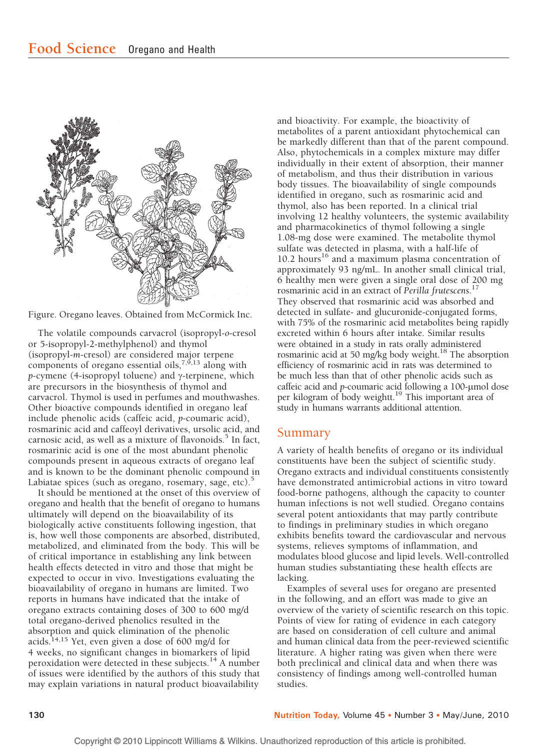Figure. Oregano leaves. Obtained from McCormick Inc.

The volatile compounds carvacrol (isopropyl-*o*-cresol or 5-isopropyl-2-methylphenol) and thymol (isopropyl-*m*-cresol) are considered major terpene components of oregano essential oils,[7,9,13] along with *p*-cymene (4-isopropyl toluene) and γ-terpinene, which are precursors in the biosynthesis of thymol and carvacrol. Thymol is used in perfumes and mouthwashes. Other bioactive compounds identified in oregano leaf include phenolic acids (caffeic acid, *p*-coumaric acid), rosmarinic acid and caffeoyl derivatives, ursolic acid, and carnosic acid, as well as a mixture of flavonoids.[5] In fact, rosmarinic acid is one of the most abundant phenolic compounds present in aqueous extracts of oregano leaf and is known to be the dominant phenolic compound in Labiatae spices (such as oregano, rosemary, sage, etc).[5]

It should be mentioned at the onset of this overview of oregano and health that the benefit of oregano to humans ultimately will depend on the bioavailability of its biologically active constituents following ingestion, that is, how well those components are absorbed, distributed, metabolized, and eliminated from the body. This will be of critical importance in establishing any link between health effects detected in vitro and those that might be expected to occur in vivo. Investigations evaluating the bioavailability of oregano in humans are limited. Two reports in humans have indicated that the intake of oregano extracts containing doses of 300 to 600 mg/d total oregano-derived phenolics resulted in the absorption and quick elimination of the phenolic acids.[14,15] Yet, even given a dose of 600 mg/d for 4 weeks, no significant changes in biomarkers of lipid peroxidation were detected in these subjects.[14] A number of issues were identified by the authors of this study that may explain variations in natural product bioavailability and bioactivity. For example, the bioactivity of metabolites of a parent antioxidant phytochemical can be markedly different than that of the parent compound. Also, phytochemicals in a complex mixture may differ individually in their extent of absorption, their manner of metabolism, and thus their distribution in various body tissues. The bioavailability of single compounds identified in oregano, such as rosmarinic acid and thymol, also has been reported. In a clinical trial involving 12 healthy volunteers, the systemic availability and pharmacokinetics of thymol following a single 1.08-mg dose were examined. The metabolite thymol sulfate was detected in plasma, with a half-life of 10.2 hours[16] and a maximum plasma concentration of approximately 93 ng/mL. In another small clinical trial, 6 healthy men were given a single oral dose of 200 mg rosmarinic acid in an extract of *Perilla frutescens*.[17] They observed that rosmarinic acid was absorbed and detected in sulfate- and glucuronide-conjugated forms, with 75% of the rosmarinic acid metabolites being rapidly excreted within 6 hours after intake. Similar results were obtained in a study in rats orally administered rosmarinic acid at 50 mg/kg body weight.[18] The absorption efficiency of rosmarinic acid in rats was determined to be much less than that of other phenolic acids such as caffeic acid and *p*-coumaric acid following a 100-μmol dose per kilogram of body weightt.[19] This important area of study in humans warrants additional attention.

## Summary

A variety of health benefits of oregano or its individual constituents have been the subject of scientific study. Oregano extracts and individual constituents consistently have demonstrated antimicrobial actions in vitro toward food-borne pathogens, although the capacity to counter human infections is not well studied. Oregano contains several potent antioxidants that may partly contribute to findings in preliminary studies in which oregano exhibits benefits toward the cardiovascular and nervous systems, relieves symptoms of inflammation, and modulates blood glucose and lipid levels. Well-controlled human studies substantiating these health effects are lacking.

Examples of several uses for oregano are presented in the following, and an effort was made to give an overview of the variety of scientific research on this topic. Points of view for rating of evidence in each category are based on consideration of cell culture and animal and human clinical data from the peer-reviewed scientific literature. A higher rating was given when there were both preclinical and clinical data and when there was consistency of findings among well-controlled human studies.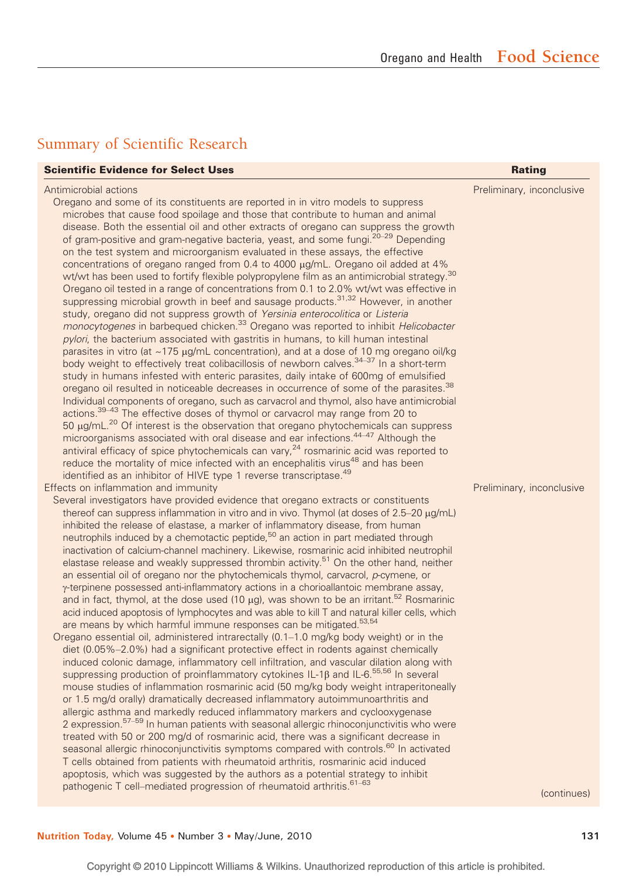## Summary of Scientific Research

| Scientific Evidence for Select Uses | Rating |
|---|---|
| Antimicrobial actions<br>Oregano and some of its constituents are reported in in vitro models to suppress microbes that cause food spoilage and those that contribute to human and animal disease. Both the essential oil and other extracts of oregano can suppress the growth of gram-positive and gram-negative bacteria, yeast, and some fungi.[20–29] Depending on the test system and microorganism evaluated in these assays, the effective concentrations of oregano ranged from 0.4 to 4000 μg/mL. Oregano oil added at 4% wt/wt has been used to fortify flexible polypropylene film as an antimicrobial strategy.[30] Oregano oil tested in a range of concentrations from 0.1 to 2.0% wt/wt was effective in suppressing microbial growth in beef and sausage products.[31,32] However, in another study, oregano did not suppress growth of *Yersinia enterocolitica* or *Listeria monocytogenes* in barbequed chicken.[33] Oregano was reported to inhibit *Helicobacter pylori*, the bacterium associated with gastritis in humans, to kill human intestinal parasites in vitro (at ~175 μg/mL concentration), and at a dose of 10 mg oregano oil/kg body weight to effectively treat colibacillosis of newborn calves.[34–37] In a short-term study in humans infested with enteric parasites, daily intake of 600mg of emulsified oregano oil resulted in noticeable decreases in occurrence of some of the parasites.[38] Individual components of oregano, such as carvacrol and thymol, also have antimicrobial actions.[39–43] The effective doses of thymol or carvacrol may range from 20 to 50 μg/mL.[20] Of interest is the observation that oregano phytochemicals can suppress microorganisms associated with oral disease and ear infections.[44–47] Although the antiviral efficacy of spice phytochemicals can vary,[24] rosmarinic acid was reported to reduce the mortality of mice infected with an encephalitis virus[48] and has been identified as an inhibitor of HIVE type 1 reverse transcriptase.[49] | Preliminary, inconclusive |
| Effects on inflammation and immunity<br>Several investigators have provided evidence that oregano extracts or constituents thereof can suppress inflammation in vitro and in vivo. Thymol (at doses of 2.5–20 μg/mL) inhibited the release of elastase, a marker of inflammatory disease, from human neutrophils induced by a chemotactic peptide,[50] an action in part mediated through inactivation of calcium-channel machinery. Likewise, rosmarinic acid inhibited neutrophil elastase release and weakly suppressed thrombin activity.[51] On the other hand, neither an essential oil of oregano nor the phytochemicals thymol, carvacrol, *p*-cymene, or γ-terpinene possessed anti-inflammatory actions in a chorioallantoic membrane assay, and in fact, thymol, at the dose used (10 μg), was shown to be an irritant.[52] Rosmarinic acid induced apoptosis of lymphocytes and was able to kill T and natural killer cells, which are means by which harmful immune responses can be mitigated.[53,54]<br>Oregano essential oil, administered intrarectally (0.1–1.0 mg/kg body weight) or in the diet (0.05%–2.0%) had a significant protective effect in rodents against chemically induced colonic damage, inflammatory cell infiltration, and vascular dilation along with suppressing production of proinflammatory cytokines IL-1β and IL-6.[55,56] In several mouse studies of inflammation rosmarinic acid (50 mg/kg body weight intraperitoneally or 1.5 mg/d orally) dramatically decreased inflammatory autoimmunoarthritis and allergic asthma and markedly reduced inflammatory markers and cyclooxygenase 2 expression.[57–59] In human patients with seasonal allergic rhinoconjunctivitis who were treated with 50 or 200 mg/d of rosmarinic acid, there was a significant decrease in seasonal allergic rhinoconjunctivitis symptoms compared with controls.[60] In activated T cells obtained from patients with rheumatoid arthritis, rosmarinic acid induced apoptosis, which was suggested by the authors as a potential strategy to inhibit pathogenic T cell–mediated progression of rheumatoid arthritis.[61–63] | Preliminary, inconclusive |

(continues)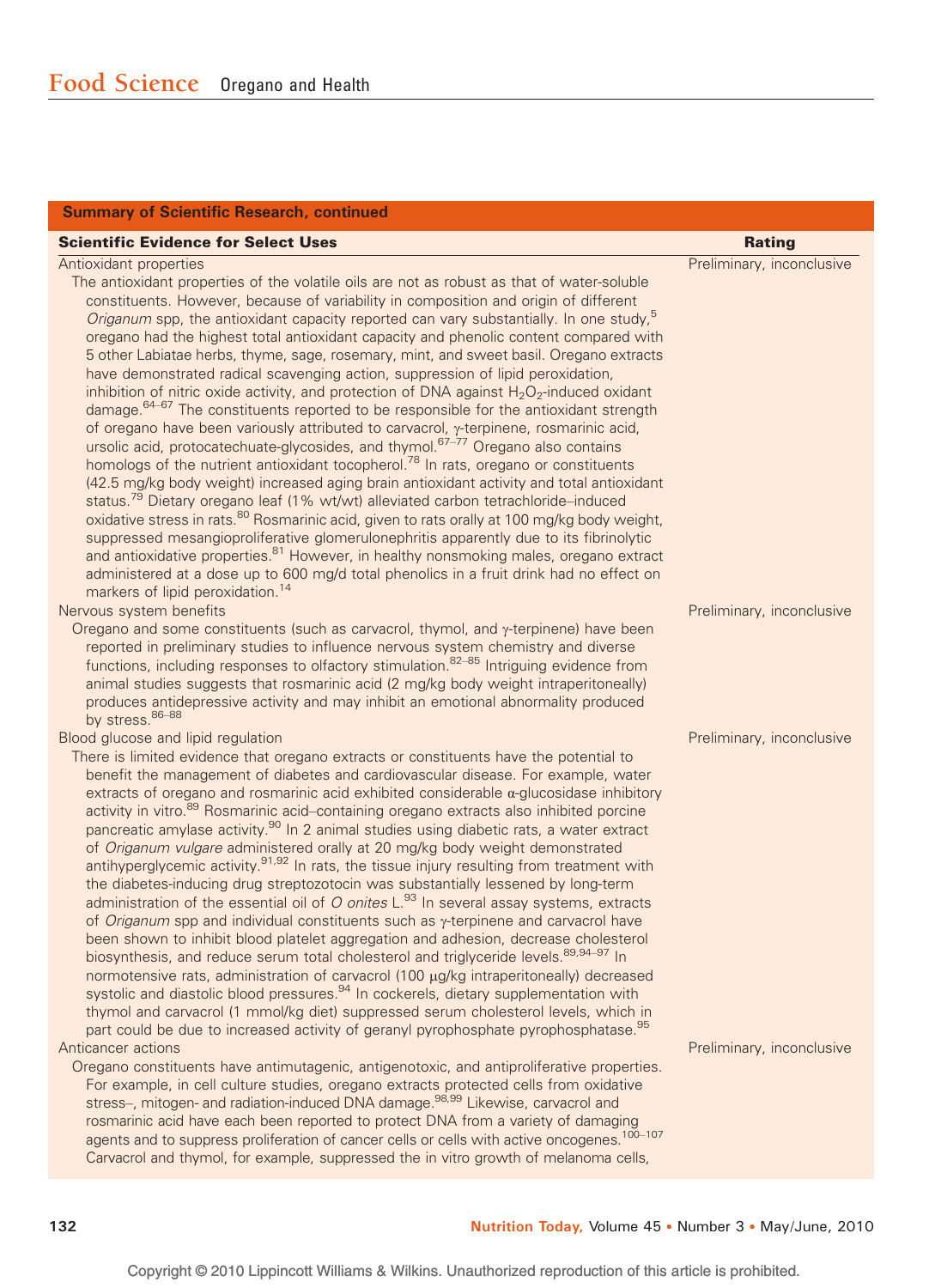## Summary of Scientific Research, continued

| Scientific Evidence for Select Uses | Rating |
|---|---|
| Antioxidant properties<br>The antioxidant properties of the volatile oils are not as robust as that of water-soluble constituents. However, because of variability in composition and origin of different *Origanum* spp, the antioxidant capacity reported can vary substantially. In one study,[5] oregano had the highest total antioxidant capacity and phenolic content compared with 5 other Labiatae herbs, thyme, sage, rosemary, mint, and sweet basil. Oregano extracts have demonstrated radical scavenging action, suppression of lipid peroxidation, inhibition of nitric oxide activity, and protection of DNA against $H_2O_2$-induced oxidant damage.[64–67] The constituents reported to be responsible for the antioxidant strength of oregano have been variously attributed to carvacrol, γ-terpinene, rosmarinic acid, ursolic acid, protocatechuate-glycosides, and thymol.[67–77] Oregano also contains homologs of the nutrient antioxidant tocopherol.[78] In rats, oregano or constituents (42.5 mg/kg body weight) increased aging brain antioxidant activity and total antioxidant status.[79] Dietary oregano leaf (1% wt/wt) alleviated carbon tetrachloride–induced oxidative stress in rats.[80] Rosmarinic acid, given to rats orally at 100 mg/kg body weight, suppressed mesangioproliferative glomerulonephritis apparently due to its fibrinolytic and antioxidative properties.[81] However, in healthy nonsmoking males, oregano extract administered at a dose up to 600 mg/d total phenolics in a fruit drink had no effect on markers of lipid peroxidation.[14] | Preliminary, inconclusive |
| Nervous system benefits<br>Oregano and some constituents (such as carvacrol, thymol, and γ-terpinene) have been reported in preliminary studies to influence nervous system chemistry and diverse functions, including responses to olfactory stimulation.[82–85] Intriguing evidence from animal studies suggests that rosmarinic acid (2 mg/kg body weight intraperitoneally) produces antidepressive activity and may inhibit an emotional abnormality produced by stress.[86–88] | Preliminary, inconclusive |
| Blood glucose and lipid regulation<br>There is limited evidence that oregano extracts or constituents have the potential to benefit the management of diabetes and cardiovascular disease. For example, water extracts of oregano and rosmarinic acid exhibited considerable α-glucosidase inhibitory activity in vitro.[89] Rosmarinic acid–containing oregano extracts also inhibited porcine pancreatic amylase activity.[90] In 2 animal studies using diabetic rats, a water extract of *Origanum vulgare* administered orally at 20 mg/kg body weight demonstrated antihyperglycemic activity.[91,92] In rats, the tissue injury resulting from treatment with the diabetes-inducing drug streptozotocin was substantially lessened by long-term administration of the essential oil of *O onites* L.[93] In several assay systems, extracts of *Origanum* spp and individual constituents such as γ-terpinene and carvacrol have been shown to inhibit blood platelet aggregation and adhesion, decrease cholesterol biosynthesis, and reduce serum total cholesterol and triglyceride levels.[89,94–97] In normotensive rats, administration of carvacrol (100 μg/kg intraperitoneally) decreased systolic and diastolic blood pressures.[94] In cockerels, dietary supplementation with thymol and carvacrol (1 mmol/kg diet) suppressed serum cholesterol levels, which in part could be due to increased activity of geranyl pyrophosphate pyrophosphatase.[95] | Preliminary, inconclusive |
| Anticancer actions<br>Oregano constituents have antimutagenic, antigenotoxic, and antiproliferative properties. For example, in cell culture studies, oregano extracts protected cells from oxidative stress–, mitogen- and radiation-induced DNA damage.[98,99] Likewise, carvacrol and rosmarinic acid have each been reported to protect DNA from a variety of damaging agents and to suppress proliferation of cancer cells or cells with active oncogenes.[100–107] Carvacrol and thymol, for example, suppressed the in vitro growth of melanoma cells, | Preliminary, inconclusive |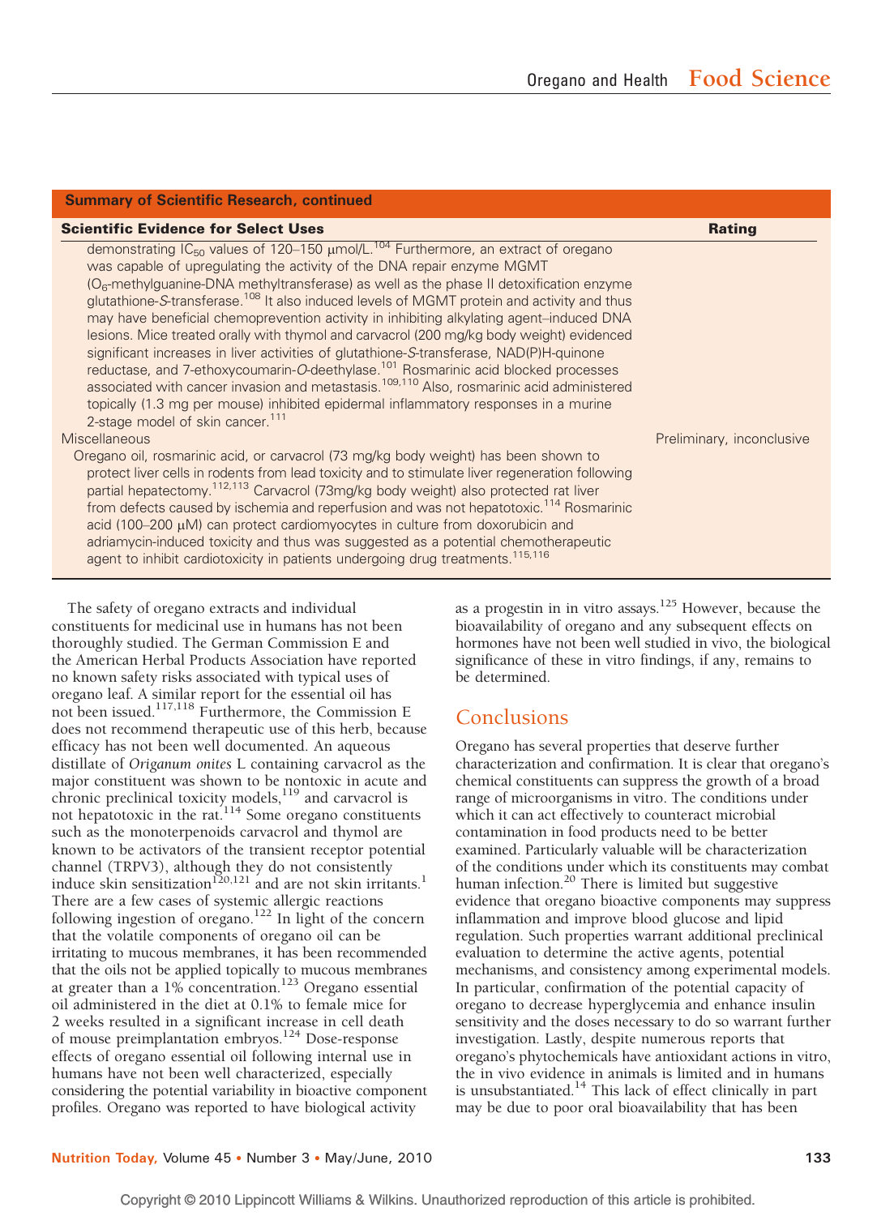**Summary of Scientific Research, continued**

| Scientific Evidence for Select Uses | Rating |
|---|---|
| demonstrating $IC_{50}$ values of 120–150 μmol/L.[104] Furthermore, an extract of oregano was capable of upregulating the activity of the DNA repair enzyme MGMT ($O_6$-methylguanine-DNA methyltransferase) as well as the phase II detoxification enzyme glutathione-*S*-transferase.[108] It also induced levels of MGMT protein and activity and thus may have beneficial chemoprevention activity in inhibiting alkylating agent–induced DNA lesions. Mice treated orally with thymol and carvacrol (200 mg/kg body weight) evidenced significant increases in liver activities of glutathione-*S*-transferase, NAD(P)H-quinone reductase, and 7-ethoxycoumarin-*O*-deethylase.[101] Rosmarinic acid blocked processes associated with cancer invasion and metastasis.[109,110] Also, rosmarinic acid administered topically (1.3 mg per mouse) inhibited epidermal inflammatory responses in a murine 2-stage model of skin cancer.[111] | |
| Miscellaneous | Preliminary, inconclusive |
| Oregano oil, rosmarinic acid, or carvacrol (73 mg/kg body weight) has been shown to protect liver cells in rodents from lead toxicity and to stimulate liver regeneration following partial hepatectomy.[112,113] Carvacrol (73mg/kg body weight) also protected rat liver from defects caused by ischemia and reperfusion and was not hepatotoxic.[114] Rosmarinic acid (100–200 μM) can protect cardiomyocytes in culture from doxorubicin and adriamycin-induced toxicity and thus was suggested as a potential chemotherapeutic agent to inhibit cardiotoxicity in patients undergoing drug treatments.[115,116] | |

The safety of oregano extracts and individual constituents for medicinal use in humans has not been thoroughly studied. The German Commission E and the American Herbal Products Association have reported no known safety risks associated with typical uses of oregano leaf. A similar report for the essential oil has not been issued.[117,118] Furthermore, the Commission E does not recommend therapeutic use of this herb, because efficacy has not been well documented. An aqueous distillate of *Origanum onites* L containing carvacrol as the major constituent was shown to be nontoxic in acute and chronic preclinical toxicity models,[119] and carvacrol is not hepatotoxic in the rat.[114] Some oregano constituents such as the monoterpenoids carvacrol and thymol are known to be activators of the transient receptor potential channel (TRPV3), although they do not consistently induce skin sensitization[120,121] and are not skin irritants.[1] There are a few cases of systemic allergic reactions following ingestion of oregano.[122] In light of the concern that the volatile components of oregano oil can be irritating to mucous membranes, it has been recommended that the oils not be applied topically to mucous membranes at greater than a 1% concentration.[123] Oregano essential oil administered in the diet at 0.1% to female mice for 2 weeks resulted in a significant increase in cell death of mouse preimplantation embryos.[124] Dose-response effects of oregano essential oil following internal use in humans have not been well characterized, especially considering the potential variability in bioactive component profiles. Oregano was reported to have biological activity as a progestin in in vitro assays.[125] However, because the bioavailability of oregano and any subsequent effects on hormones have not been well studied in vivo, the biological significance of these in vitro findings, if any, remains to be determined.

## Conclusions

Oregano has several properties that deserve further characterization and confirmation. It is clear that oregano's chemical constituents can suppress the growth of a broad range of microorganisms in vitro. The conditions under which it can act effectively to counteract microbial contamination in food products need to be better examined. Particularly valuable will be characterization of the conditions under which its constituents may combat human infection.[20] There is limited but suggestive evidence that oregano bioactive components may suppress inflammation and improve blood glucose and lipid regulation. Such properties warrant additional preclinical evaluation to determine the active agents, potential mechanisms, and consistency among experimental models. In particular, confirmation of the potential capacity of oregano to decrease hyperglycemia and enhance insulin sensitivity and the doses necessary to do so warrant further investigation. Lastly, despite numerous reports that oregano's phytochemicals have antioxidant actions in vitro, the in vivo evidence in animals is limited and in humans is unsubstantiated.[14] This lack of effect clinically in part may be due to poor oral bioavailability that has been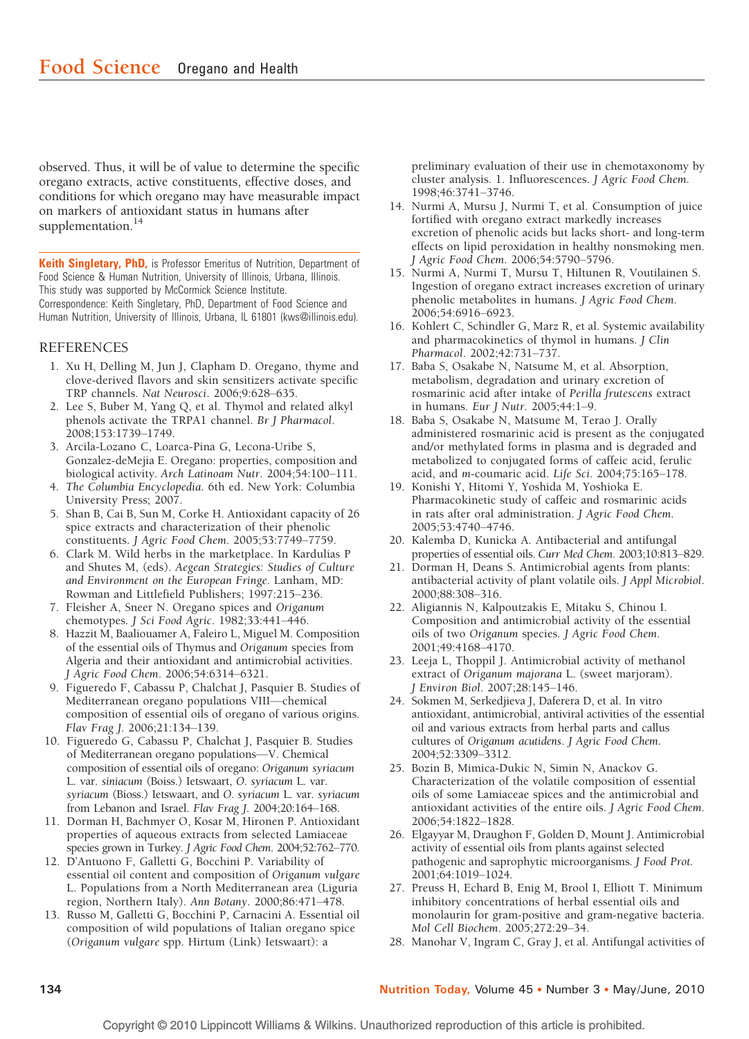observed. Thus, it will be of value to determine the specific oregano extracts, active constituents, effective doses, and conditions for which oregano may have measurable impact on markers of antioxidant status in humans after supplementation.[14]

**Keith Singletary, PhD,** is Professor Emeritus of Nutrition, Department of Food Science & Human Nutrition, University of Illinois, Urbana, Illinois.
This study was supported by McCormick Science Institute.
Correspondence: Keith Singletary, PhD, Department of Food Science and Human Nutrition, University of Illinois, Urbana, IL 61801 (kws@illinois.edu).

## REFERENCES

1. Xu H, Delling M, Jun J, Clapham D. Oregano, thyme and clove-derived flavors and skin sensitizers activate specific TRP channels. *Nat Neurosci*. 2006;9:628–635.
2. Lee S, Buber M, Yang Q, et al. Thymol and related alkyl phenols activate the TRPA1 channel. *Br J Pharmacol*. 2008;153:1739–1749.
3. Arcila-Lozano C, Loarca-Pina G, Lecona-Uribe S, Gonzalez-deMejia E. Oregano: properties, composition and biological activity. *Arch Latinoam Nutr*. 2004;54:100–111.
4. *The Columbia Encyclopedia*. 6th ed. New York: Columbia University Press; 2007.
5. Shan B, Cai B, Sun M, Corke H. Antioxidant capacity of 26 spice extracts and characterization of their phenolic constituents. *J Agric Food Chem*. 2005;53:7749–7759.
6. Clark M. Wild herbs in the marketplace. In Kardulias P and Shutes M, (eds). *Aegean Strategies: Studies of Culture and Environment on the European Fringe*. Lanham, MD: Rowman and Littlefield Publishers; 1997:215–236.
7. Fleisher A, Sneer N. Oregano spices and *Origanum* chemotypes. *J Sci Food Agric*. 1982;33:441–446.
8. Hazzit M, Baaliouamer A, Faleiro L, Miguel M. Composition of the essential oils of Thymus and *Origanum* species from Algeria and their antioxidant and antimicrobial activities. *J Agric Food Chem*. 2006;54:6314–6321.
9. Figueredo F, Cabassu P, Chalchat J, Pasquier B. Studies of Mediterranean oregano populations VIII—chemical composition of essential oils of oregano of various origins. *Flav Frag J*. 2006;21:134–139.
10. Figueredo G, Cabassu P, Chalchat J, Pasquier B. Studies of Mediterranean oregano populations—V. Chemical composition of essential oils of oregano: *Origanum syriacum* L. var. *siniacum* (Boiss.) Ietswaart, *O. syriacum* L. var. *syriacum* (Bioss.) Ietswaart, and *O. syriacum* L. var. *syriacum* from Lebanon and Israel. *Flav Frag J*. 2004;20:164–168.
11. Dorman H, Bachmyer O, Kosar M, Hironen P. Antioxidant properties of aqueous extracts from selected Lamiaceae species grown in Turkey. *J Agric Food Chem*. 2004;52:762–770.
12. D'Antuono F, Galletti G, Bocchini P. Variability of essential oil content and composition of *Origanum vulgare* L. Populations from a North Mediterranean area (Liguria region, Northern Italy). *Ann Botany*. 2000;86:471–478.
13. Russo M, Galletti G, Bocchini P, Carnacini A. Essential oil composition of wild populations of Italian oregano spice (*Origanum vulgare* spp. Hirtum (Link) Ietswaart): a preliminary evaluation of their use in chemotaxonomy by cluster analysis. 1. Influorescences. *J Agric Food Chem*. 1998;46:3741–3746.
14. Nurmi A, Mursu J, Nurmi T, et al. Consumption of juice fortified with oregano extract markedly increases excretion of phenolic acids but lacks short- and long-term effects on lipid peroxidation in healthy nonsmoking men. *J Agric Food Chem*. 2006;54:5790–5796.
15. Nurmi A, Nurmi T, Mursu T, Hiltunen R, Voutilainen S. Ingestion of oregano extract increases excretion of urinary phenolic metabolites in humans. *J Agric Food Chem*. 2006;54:6916–6923.
16. Kohlert C, Schindler G, Marz R, et al. Systemic availability and pharmacokinetics of thymol in humans. *J Clin Pharmacol*. 2002;42:731–737.
17. Baba S, Osakabe N, Natsume M, et al. Absorption, metabolism, degradation and urinary excretion of rosmarinic acid after intake of *Perilla frutescens* extract in humans. *Eur J Nutr*. 2005;44:1–9.
18. Baba S, Osakabe N, Natsume M, Terao J. Orally administered rosmarinic acid is present as the conjugated and/or methylated forms in plasma and is degraded and metabolized to conjugated forms of caffeic acid, ferulic acid, and *m*-coumaric acid. *Life Sci*. 2004;75:165–178.
19. Konishi Y, Hitomi Y, Yoshida M, Yoshioka E. Pharmacokinetic study of caffeic and rosmarinic acids in rats after oral administration. *J Agric Food Chem*. 2005;53:4740–4746.
20. Kalemba D, Kunicka A. Antibacterial and antifungal properties of essential oils. *Curr Med Chem*. 2003;10:813–829.
21. Dorman H, Deans S. Antimicrobial agents from plants: antibacterial activity of plant volatile oils. *J Appl Microbiol*. 2000;88:308–316.
22. Aligiannis N, Kalpoutzakis E, Mitaku S, Chinou I. Composition and antimicrobial activity of the essential oils of two *Origanum* species. *J Agric Food Chem*. 2001;49:4168–4170.
23. Leeja L, Thoppil J. Antimicrobial activity of methanol extract of *Origanum majorana* L. (sweet marjoram). *J Environ Biol*. 2007;28:145–146.
24. Sokmen M, Serkedjieva J, Daferera D, et al. In vitro antioxidant, antimicrobial, antiviral activities of the essential oil and various extracts from herbal parts and callus cultures of *Origanum acutidens*. *J Agric Food Chem*. 2004;52:3309–3312.
25. Bozin B, Mimica-Dukic N, Simin N, Anackov G. Characterization of the volatile composition of essential oils of some Lamiaceae spices and the antimicrobial and antioxidant activities of the entire oils. *J Agric Food Chem*. 2006;54:1822–1828.
26. Elgayyar M, Draughon F, Golden D, Mount J. Antimicrobial activity of essential oils from plants against selected pathogenic and saprophytic microorganisms. *J Food Prot*. 2001;64:1019–1024.
27. Preuss H, Echard B, Enig M, Brool I, Elliott T. Minimum inhibitory concentrations of herbal essential oils and monolaurin for gram-positive and gram-negative bacteria. *Mol Cell Biochem*. 2005;272:29–34.
28. Manohar V, Ingram C, Gray J, et al. Antifungal activities of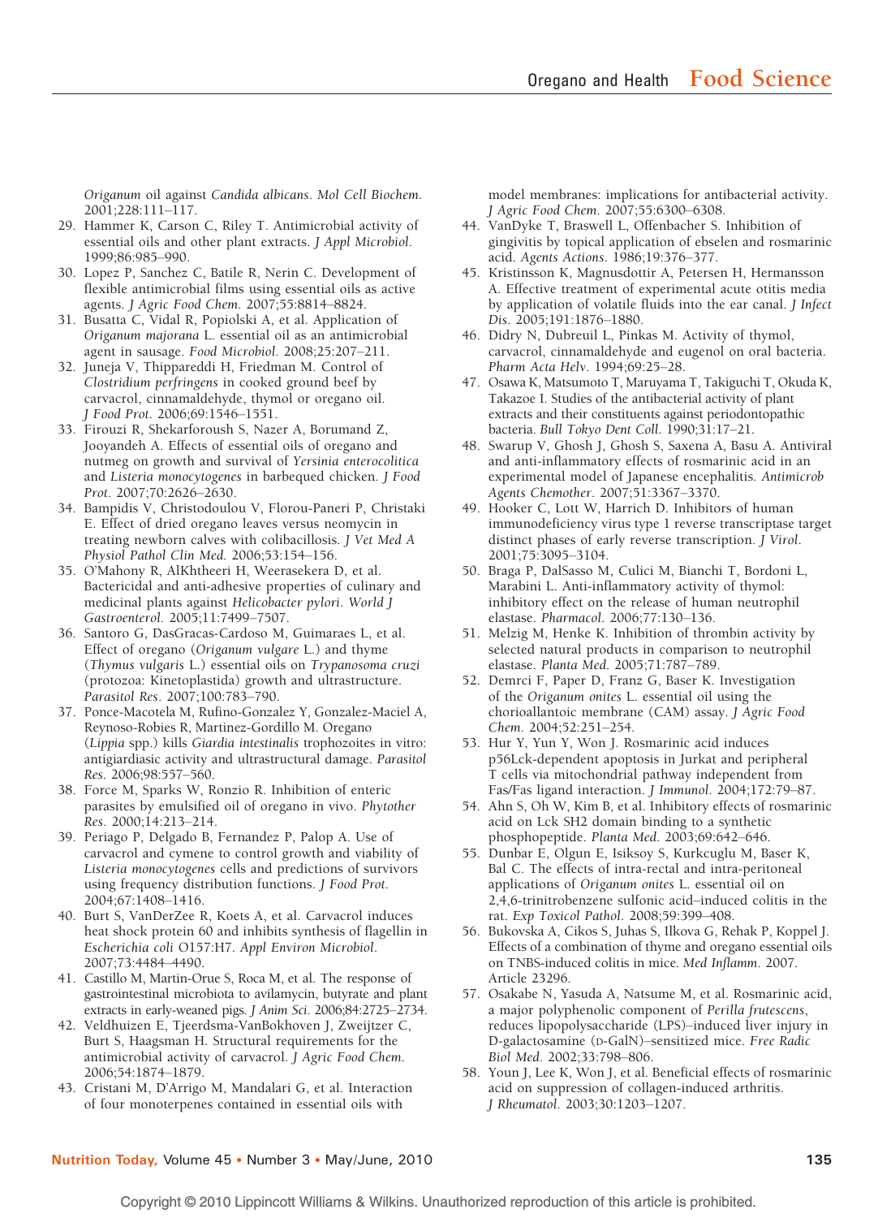*Origanum* oil against *Candida albicans*. *Mol Cell Biochem*. 2001;228:111–117.

29. Hammer K, Carson C, Riley T. Antimicrobial activity of essential oils and other plant extracts. *J Appl Microbiol*. 1999;86:985–990.
30. Lopez P, Sanchez C, Batile R, Nerin C. Development of flexible antimicrobial films using essential oils as active agents. *J Agric Food Chem*. 2007;55:8814–8824.
31. Busatta C, Vidal R, Popiolski A, et al. Application of *Origanum majorana* L. essential oil as an antimicrobial agent in sausage. *Food Microbiol*. 2008;25:207–211.
32. Juneja V, Thippareddi H, Friedman M. Control of *Clostridium perfringens* in cooked ground beef by carvacrol, cinnamaldehyde, thymol or oregano oil. *J Food Prot*. 2006;69:1546–1551.
33. Firouzi R, Shekarforoush S, Nazer A, Borumand Z, Jooyandeh A. Effects of essential oils of oregano and nutmeg on growth and survival of *Yersinia enterocolitica* and *Listeria monocytogenes* in barbequed chicken. *J Food Prot*. 2007;70:2626–2630.
34. Bampidis V, Christodoulou V, Florou-Paneri P, Christaki E. Effect of dried oregano leaves versus neomycin in treating newborn calves with colibacillosis. *J Vet Med A Physiol Pathol Clin Med*. 2006;53:154–156.
35. O'Mahony R, AlKhtheeri H, Weerasekera D, et al. Bactericidal and anti-adhesive properties of culinary and medicinal plants against *Helicobacter pylori*. *World J Gastroenterol*. 2005;11:7499–7507.
36. Santoro G, DasGracas-Cardoso M, Guimaraes L, et al. Effect of oregano (*Origanum vulgare* L.) and thyme (*Thymus vulgaris* L.) essential oils on *Trypanosoma cruzi* (protozoa: Kinetoplastida) growth and ultrastructure. *Parasitol Res*. 2007;100:783–790.
37. Ponce-Macotela M, Rufino-Gonzalez Y, Gonzalez-Maciel A, Reynoso-Robies R, Martinez-Gordillo M. Oregano (*Lippia* spp.) kills *Giardia intestinalis* trophozoites in vitro: antigiardiasic activity and ultrastructural damage. *Parasitol Res*. 2006;98:557–560.
38. Force M, Sparks W, Ronzio R. Inhibition of enteric parasites by emulsified oil of oregano in vivo. *Phytother Res*. 2000;14:213–214.
39. Periago P, Delgado B, Fernandez P, Palop A. Use of carvacrol and cymene to control growth and viability of *Listeria monocytogenes* cells and predictions of survivors using frequency distribution functions. *J Food Prot*. 2004;67:1408–1416.
40. Burt S, VanDerZee R, Koets A, et al. Carvacrol induces heat shock protein 60 and inhibits synthesis of flagellin in *Escherichia coli* O157:H7. *Appl Environ Microbiol*. 2007;73:4484–4490.
41. Castillo M, Martin-Orue S, Roca M, et al. The response of gastrointestinal microbiota to avilamycin, butyrate and plant extracts in early-weaned pigs. *J Anim Sci*. 2006;84:2725–2734.
42. Veldhuizen E, Tjeerdsma-VanBokhoven J, Zweijtzer C, Burt S, Haagsman H. Structural requirements for the antimicrobial activity of carvacrol. *J Agric Food Chem*. 2006;54:1874–1879.
43. Cristani M, D'Arrigo M, Mandalari G, et al. Interaction of four monoterpenes contained in essential oils with model membranes: implications for antibacterial activity. *J Agric Food Chem*. 2007;55:6300–6308.
44. VanDyke T, Braswell L, Offenbacher S. Inhibition of gingivitis by topical application of ebselen and rosmarinic acid. *Agents Actions*. 1986;19:376–377.
45. Kristinsson K, Magnusdottir A, Petersen H, Hermansson A. Effective treatment of experimental acute otitis media by application of volatile fluids into the ear canal. *J Infect Dis*. 2005;191:1876–1880.
46. Didry N, Dubreuil L, Pinkas M. Activity of thymol, carvacrol, cinnamaldehyde and eugenol on oral bacteria. *Pharm Acta Helv*. 1994;69:25–28.
47. Osawa K, Matsumoto T, Maruyama T, Takiguchi T, Okuda K, Takazoe I. Studies of the antibacterial activity of plant extracts and their constituents against periodontopathic bacteria. *Bull Tokyo Dent Coll*. 1990;31:17–21.
48. Swarup V, Ghosh J, Ghosh S, Saxena A, Basu A. Antiviral and anti-inflammatory effects of rosmarinic acid in an experimental model of Japanese encephalitis. *Antimicrob Agents Chemother*. 2007;51:3367–3370.
49. Hooker C, Lott W, Harrich D. Inhibitors of human immunodeficiency virus type 1 reverse transcriptase target distinct phases of early reverse transcription. *J Virol*. 2001;75:3095–3104.
50. Braga P, DalSasso M, Culici M, Bianchi T, Bordoni L, Marabini L. Anti-inflammatory activity of thymol: inhibitory effect on the release of human neutrophil elastase. *Pharmacol*. 2006;77:130–136.
51. Melzig M, Henke K. Inhibition of thrombin activity by selected natural products in comparison to neutrophil elastase. *Planta Med*. 2005;71:787–789.
52. Demrci F, Paper D, Franz G, Baser K. Investigation of the *Origanum onites* L. essential oil using the chorioallantoic membrane (CAM) assay. *J Agric Food Chem*. 2004;52:251–254.
53. Hur Y, Yun Y, Won J. Rosmarinic acid induces p56Lck-dependent apoptosis in Jurkat and peripheral T cells via mitochondrial pathway independent from Fas/Fas ligand interaction. *J Immunol*. 2004;172:79–87.
54. Ahn S, Oh W, Kim B, et al. Inhibitory effects of rosmarinic acid on Lck SH2 domain binding to a synthetic phosphopeptide. *Planta Med*. 2003;69:642–646.
55. Dunbar E, Olgun E, Isiksoy S, Kurkcuglu M, Baser K, Bal C. The effects of intra-rectal and intra-peritoneal applications of *Origanum onites* L. essential oil on 2,4,6-trinitrobenzene sulfonic acid–induced colitis in the rat. *Exp Toxicol Pathol*. 2008;59:399–408.
56. Bukovska A, Cikos S, Juhas S, Ilkova G, Rehak P, Koppel J. Effects of a combination of thyme and oregano essential oils on TNBS-induced colitis in mice. *Med Inflamm*. 2007. Article 23296.
57. Osakabe N, Yasuda A, Natsume M, et al. Rosmarinic acid, a major polyphenolic component of *Perilla frutescens*, reduces lipopolysaccharide (LPS)–induced liver injury in D-galactosamine (D-GalN)–sensitized mice. *Free Radic Biol Med*. 2002;33:798–806.
58. Youn J, Lee K, Won J, et al. Beneficial effects of rosmarinic acid on suppression of collagen-induced arthritis. *J Rheumatol*. 2003;30:1203–1207.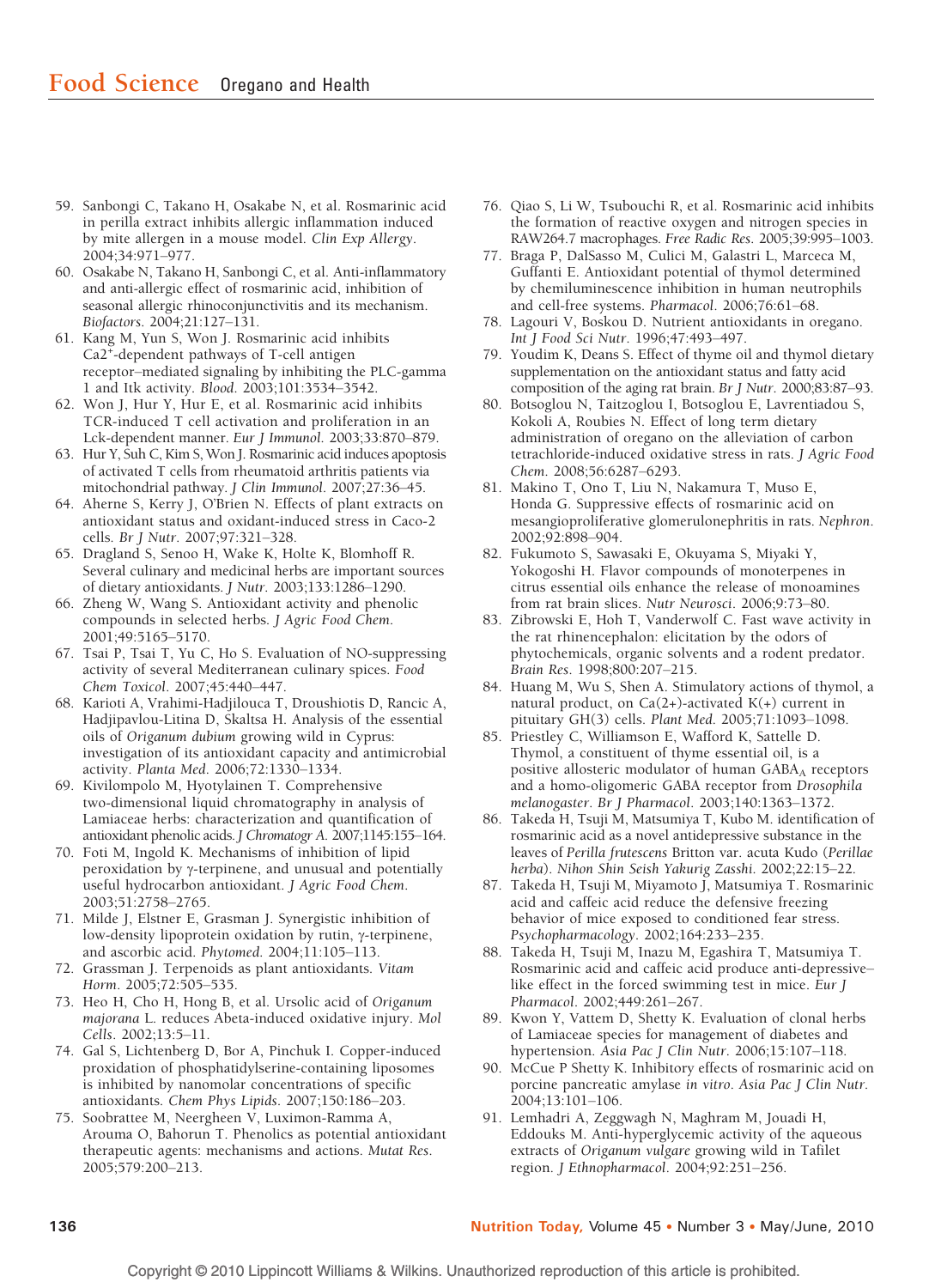59. Sanbongi C, Takano H, Osakabe N, et al. Rosmarinic acid in perilla extract inhibits allergic inflammation induced by mite allergen in a mouse model. *Clin Exp Allergy*. 2004;34:971–977.
60. Osakabe N, Takano H, Sanbongi C, et al. Anti-inflammatory and anti-allergic effect of rosmarinic acid, inhibition of seasonal allergic rhinoconjunctivitis and its mechanism. *Biofactors*. 2004;21:127–131.
61. Kang M, Yun S, Won J. Rosmarinic acid inhibits $Ca^{2+}$-dependent pathways of T-cell antigen receptor–mediated signaling by inhibiting the PLC-gamma 1 and Itk activity. *Blood*. 2003;101:3534–3542.
62. Won J, Hur Y, Hur E, et al. Rosmarinic acid inhibits TCR-induced T cell activation and proliferation in an Lck-dependent manner. *Eur J Immunol*. 2003;33:870–879.
63. Hur Y, Suh C, Kim S, Won J. Rosmarinic acid induces apoptosis of activated T cells from rheumatoid arthritis patients via mitochondrial pathway. *J Clin Immunol*. 2007;27:36–45.
64. Aherne S, Kerry J, O'Brien N. Effects of plant extracts on antioxidant status and oxidant-induced stress in Caco-2 cells. *Br J Nutr*. 2007;97:321–328.
65. Dragland S, Senoo H, Wake K, Holte K, Blomhoff R. Several culinary and medicinal herbs are important sources of dietary antioxidants. *J Nutr*. 2003;133:1286–1290.
66. Zheng W, Wang S. Antioxidant activity and phenolic compounds in selected herbs. *J Agric Food Chem*. 2001;49:5165–5170.
67. Tsai P, Tsai T, Yu C, Ho S. Evaluation of NO-suppressing activity of several Mediterranean culinary spices. *Food Chem Toxicol*. 2007;45:440–447.
68. Karioti A, Vrahimi-Hadjilouca T, Droushiotis D, Rancic A, Hadjipavlou-Litina D, Skaltsa H. Analysis of the essential oils of *Origanum dubium* growing wild in Cyprus: investigation of its antioxidant capacity and antimicrobial activity. *Planta Med*. 2006;72:1330–1334.
69. Kivilompolo M, Hyotylainen T. Comprehensive two-dimensional liquid chromatography in analysis of Lamiaceae herbs: characterization and quantification of antioxidant phenolic acids. *J Chromatogr A*. 2007;1145:155–164.
70. Foti M, Ingold K. Mechanisms of inhibition of lipid peroxidation by γ-terpinene, and unusual and potentially useful hydrocarbon antioxidant. *J Agric Food Chem*. 2003;51:2758–2765.
71. Milde J, Elstner E, Grasman J. Synergistic inhibition of low-density lipoprotein oxidation by rutin, γ-terpinene, and ascorbic acid. *Phytomed*. 2004;11:105–113.
72. Grassman J. Terpenoids as plant antioxidants. *Vitam Horm*. 2005;72:505–535.
73. Heo H, Cho H, Hong B, et al. Ursolic acid of *Origanum majorana* L. reduces Abeta-induced oxidative injury. *Mol Cells*. 2002;13:5–11.
74. Gal S, Lichtenberg D, Bor A, Pinchuk I. Copper-induced proxidation of phosphatidylserine-containing liposomes is inhibited by nanomolar concentrations of specific antioxidants. *Chem Phys Lipids*. 2007;150:186–203.
75. Soobrattee M, Neergheen V, Luximon-Ramma A, Arouma O, Bahorun T. Phenolics as potential antioxidant therapeutic agents: mechanisms and actions. *Mutat Res*. 2005;579:200–213.
76. Qiao S, Li W, Tsubouchi R, et al. Rosmarinic acid inhibits the formation of reactive oxygen and nitrogen species in RAW264.7 macrophages. *Free Radic Res*. 2005;39:995–1003.
77. Braga P, DalSasso M, Culici M, Galastri L, Marceca M, Guffanti E. Antioxidant potential of thymol determined by chemiluminescence inhibition in human neutrophils and cell-free systems. *Pharmacol*. 2006;76:61–68.
78. Lagouri V, Boskou D. Nutrient antioxidants in oregano. *Int J Food Sci Nutr*. 1996;47:493–497.
79. Youdim K, Deans S. Effect of thyme oil and thymol dietary supplementation on the antioxidant status and fatty acid composition of the aging rat brain. *Br J Nutr*. 2000;83:87–93.
80. Botsoglou N, Taitzoglou I, Botsoglou E, Lavrentiadou S, Kokoli A, Roubies N. Effect of long term dietary administration of oregano on the alleviation of carbon tetrachloride-induced oxidative stress in rats. *J Agric Food Chem*. 2008;56:6287–6293.
81. Makino T, Ono T, Liu N, Nakamura T, Muso E, Honda G. Suppressive effects of rosmarinic acid on mesangioproliferative glomerulonephritis in rats. *Nephron*. 2002;92:898–904.
82. Fukumoto S, Sawasaki E, Okuyama S, Miyaki Y, Yokogoshi H. Flavor compounds of monoterpenes in citrus essential oils enhance the release of monoamines from rat brain slices. *Nutr Neurosci*. 2006;9:73–80.
83. Zibrowski E, Hoh T, Vanderwolf C. Fast wave activity in the rat rhinencephalon: elicitation by the odors of phytochemicals, organic solvents and a rodent predator. *Brain Res*. 1998;800:207–215.
84. Huang M, Wu S, Shen A. Stimulatory actions of thymol, a natural product, on Ca(2+)-activated K(+) current in pituitary GH(3) cells. *Plant Med*. 2005;71:1093–1098.
85. Priestley C, Williamson E, Wafford K, Sattelle D. Thymol, a constituent of thyme essential oil, is a positive allosteric modulator of human $GABA_A$ receptors and a homo-oligomeric GABA receptor from *Drosophila melanogaster*. *Br J Pharmacol*. 2003;140:1363–1372.
86. Takeda H, Tsuji M, Matsumiya T, Kubo M. identification of rosmarinic acid as a novel antidepressive substance in the leaves of *Perilla frutescens* Britton var. acuta Kudo (*Perillae herba*). *Nihon Shin Seish Yakurig Zasshi*. 2002;22:15–22.
87. Takeda H, Tsuji M, Miyamoto J, Matsumiya T. Rosmarinic acid and caffeic acid reduce the defensive freezing behavior of mice exposed to conditioned fear stress. *Psychopharmacology*. 2002;164:233–235.
88. Takeda H, Tsuji M, Inazu M, Egashira T, Matsumiya T. Rosmarinic acid and caffeic acid produce anti-depressive–like effect in the forced swimming test in mice. *Eur J Pharmacol*. 2002;449:261–267.
89. Kwon Y, Vattem D, Shetty K. Evaluation of clonal herbs of Lamiaceae species for management of diabetes and hypertension. *Asia Pac J Clin Nutr*. 2006;15:107–118.
90. McCue P Shetty K. Inhibitory effects of rosmarinic acid on porcine pancreatic amylase *in vitro*. *Asia Pac J Clin Nutr*. 2004;13:101–106.
91. Lemhadri A, Zeggwagh N, Maghram M, Jouadi H, Eddouks M. Anti-hyperglycemic activity of the aqueous extracts of *Origanum vulgare* growing wild in Tafilet region. *J Ethnopharmacol*. 2004;92:251–256.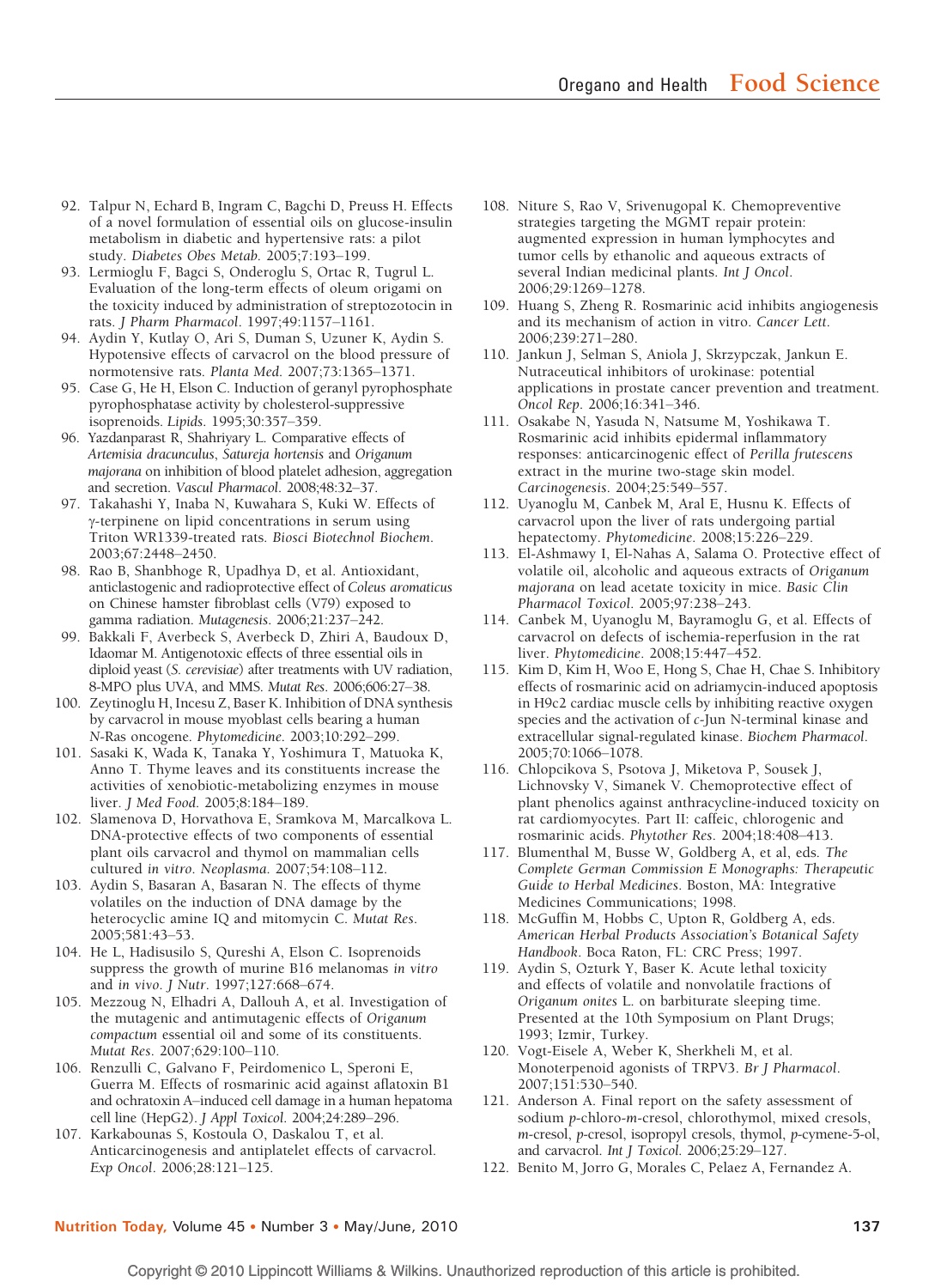92. Talpur N, Echard B, Ingram C, Bagchi D, Preuss H. Effects of a novel formulation of essential oils on glucose-insulin metabolism in diabetic and hypertensive rats: a pilot study. *Diabetes Obes Metab*. 2005;7:193–199.
93. Lermioglu F, Bagci S, Onderoglu S, Ortac R, Tugrul L. Evaluation of the long-term effects of oleum origami on the toxicity induced by administration of streptozotocin in rats. *J Pharm Pharmacol*. 1997;49:1157–1161.
94. Aydin Y, Kutlay O, Ari S, Duman S, Uzuner K, Aydin S. Hypotensive effects of carvacrol on the blood pressure of normotensive rats. *Planta Med*. 2007;73:1365–1371.
95. Case G, He H, Elson C. Induction of geranyl pyrophosphate pyrophosphatase activity by cholesterol-suppressive isoprenoids. *Lipids*. 1995;30:357–359.
96. Yazdanparast R, Shahriyary L. Comparative effects of *Artemisia dracunculus*, *Satureja hortensis* and *Origanum majorana* on inhibition of blood platelet adhesion, aggregation and secretion. *Vascul Pharmacol*. 2008;48:32–37.
97. Takahashi Y, Inaba N, Kuwahara S, Kuki W. Effects of γ-terpinene on lipid concentrations in serum using Triton WR1339-treated rats. *Biosci Biotechnol Biochem*. 2003;67:2448–2450.
98. Rao B, Shanbhoge R, Upadhya D, et al. Antioxidant, anticlastogenic and radioprotective effect of *Coleus aromaticus* on Chinese hamster fibroblast cells (V79) exposed to gamma radiation. *Mutagenesis*. 2006;21:237–242.
99. Bakkali F, Averbeck S, Averbeck D, Zhiri A, Baudoux D, Idaomar M. Antigenotoxic effects of three essential oils in diploid yeast (*S. cerevisiae*) after treatments with UV radiation, 8-MPO plus UVA, and MMS. *Mutat Res*. 2006;606:27–38.
100. Zeytinoglu H, Incesu Z, Baser K. Inhibition of DNA synthesis by carvacrol in mouse myoblast cells bearing a human *N*-Ras oncogene. *Phytomedicine*. 2003;10:292–299.
101. Sasaki K, Wada K, Tanaka Y, Yoshimura T, Matuoka K, Anno T. Thyme leaves and its constituents increase the activities of xenobiotic-metabolizing enzymes in mouse liver. *J Med Food*. 2005;8:184–189.
102. Slamenova D, Horvathova E, Sramkova M, Marcalkova L. DNA-protective effects of two components of essential plant oils carvacrol and thymol on mammalian cells cultured *in vitro*. *Neoplasma*. 2007;54:108–112.
103. Aydin S, Basaran A, Basaran N. The effects of thyme volatiles on the induction of DNA damage by the heterocyclic amine IQ and mitomycin C. *Mutat Res*. 2005;581:43–53.
104. He L, Hadisusilo S, Qureshi A, Elson C. Isoprenoids suppress the growth of murine B16 melanomas *in vitro* and *in vivo*. *J Nutr*. 1997;127:668–674.
105. Mezzoug N, Elhadri A, Dallouh A, et al. Investigation of the mutagenic and antimutagenic effects of *Origanum compactum* essential oil and some of its constituents. *Mutat Res*. 2007;629:100–110.
106. Renzulli C, Galvano F, Peirdomenico L, Speroni E, Guerra M. Effects of rosmarinic acid against aflatoxin B1 and ochratoxin A–induced cell damage in a human hepatoma cell line (HepG2). *J Appl Toxicol*. 2004;24:289–296.
107. Karkabounas S, Kostoula O, Daskalou T, et al. Anticarcinogenesis and antiplatelet effects of carvacrol. *Exp Oncol*. 2006;28:121–125.
108. Niture S, Rao V, Srivenugopal K. Chemopreventive strategies targeting the MGMT repair protein: augmented expression in human lymphocytes and tumor cells by ethanolic and aqueous extracts of several Indian medicinal plants. *Int J Oncol*. 2006;29:1269–1278.
109. Huang S, Zheng R. Rosmarinic acid inhibits angiogenesis and its mechanism of action in vitro. *Cancer Lett*. 2006;239:271–280.
110. Jankun J, Selman S, Aniola J, Skrzypczak, Jankun E. Nutraceutical inhibitors of urokinase: potential applications in prostate cancer prevention and treatment. *Oncol Rep*. 2006;16:341–346.
111. Osakabe N, Yasuda N, Natsume M, Yoshikawa T. Rosmarinic acid inhibits epidermal inflammatory responses: anticarcinogenic effect of *Perilla frutescens* extract in the murine two-stage skin model. *Carcinogenesis*. 2004;25:549–557.
112. Uyanoglu M, Canbek M, Aral E, Husnu K. Effects of carvacrol upon the liver of rats undergoing partial hepatectomy. *Phytomedicine*. 2008;15:226–229.
113. El-Ashmawy I, El-Nahas A, Salama O. Protective effect of volatile oil, alcoholic and aqueous extracts of *Origanum majorana* on lead acetate toxicity in mice. *Basic Clin Pharmacol Toxicol*. 2005;97:238–243.
114. Canbek M, Uyanoglu M, Bayramoglu G, et al. Effects of carvacrol on defects of ischemia-reperfusion in the rat liver. *Phytomedicine*. 2008;15:447–452.
115. Kim D, Kim H, Woo E, Hong S, Chae H, Chae S. Inhibitory effects of rosmarinic acid on adriamycin-induced apoptosis in H9c2 cardiac muscle cells by inhibiting reactive oxygen species and the activation of *c*-Jun N-terminal kinase and extracellular signal-regulated kinase. *Biochem Pharmacol*. 2005;70:1066–1078.
116. Chlopcikova S, Psotova J, Miketova P, Sousek J, Lichnovsky V, Simanek V. Chemoprotective effect of plant phenolics against anthracycline-induced toxicity on rat cardiomyocytes. Part II: caffeic, chlorogenic and rosmarinic acids. *Phytother Res*. 2004;18:408–413.
117. Blumenthal M, Busse W, Goldberg A, et al, eds. *The Complete German Commission E Monographs: Therapeutic Guide to Herbal Medicines*. Boston, MA: Integrative Medicines Communications; 1998.
118. McGuffin M, Hobbs C, Upton R, Goldberg A, eds. *American Herbal Products Association's Botanical Safety Handbook*. Boca Raton, FL: CRC Press; 1997.
119. Aydin S, Ozturk Y, Baser K. Acute lethal toxicity and effects of volatile and nonvolatile fractions of *Origanum onites* L. on barbiturate sleeping time. Presented at the 10th Symposium on Plant Drugs; 1993; Izmir, Turkey.
120. Vogt-Eisele A, Weber K, Sherkheli M, et al. Monoterpenoid agonists of TRPV3. *Br J Pharmacol*. 2007;151:530–540.
121. Anderson A. Final report on the safety assessment of sodium *p*-chloro-*m*-cresol, chlorothymol, mixed cresols, *m*-cresol, *p*-cresol, isopropyl cresols, thymol, *p*-cymene-5-ol, and carvacrol. *Int J Toxicol*. 2006;25:29–127.
122. Benito M, Jorro G, Morales C, Pelaez A, Fernandez A.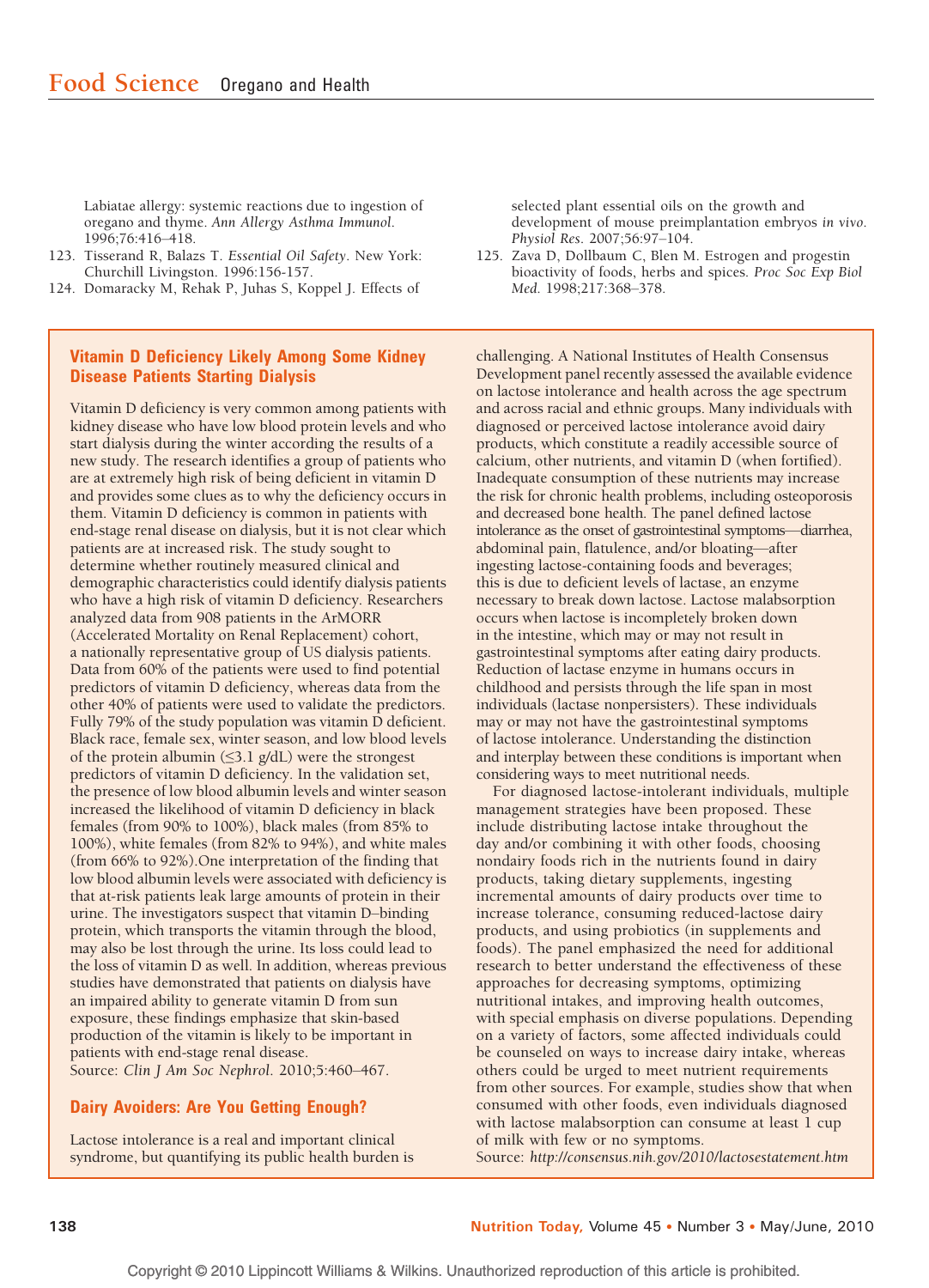Labiatae allergy: systemic reactions due to ingestion of oregano and thyme. *Ann Allergy Asthma Immunol.* 1996;76:416–418.

123. Tisserand R, Balazs T. *Essential Oil Safety*. New York: Churchill Livingston. 1996:156-157.
124. Domaracky M, Rehak P, Juhas S, Koppel J. Effects of selected plant essential oils on the growth and development of mouse preimplantation embryos *in vivo*. *Physiol Res.* 2007;56:97–104.
125. Zava D, Dollbaum C, Blen M. Estrogen and progestin bioactivity of foods, herbs and spices. *Proc Soc Exp Biol Med.* 1998;217:368–378.

## Vitamin D Deficiency Likely Among Some Kidney Disease Patients Starting Dialysis

Vitamin D deficiency is very common among patients with kidney disease who have low blood protein levels and who start dialysis during the winter according the results of a new study. The research identifies a group of patients who are at extremely high risk of being deficient in vitamin D and provides some clues as to why the deficiency occurs in them. Vitamin D deficiency is common in patients with end-stage renal disease on dialysis, but it is not clear which patients are at increased risk. The study sought to determine whether routinely measured clinical and demographic characteristics could identify dialysis patients who have a high risk of vitamin D deficiency. Researchers analyzed data from 908 patients in the ArMORR (Accelerated Mortality on Renal Replacement) cohort, a nationally representative group of US dialysis patients. Data from 60% of the patients were used to find potential predictors of vitamin D deficiency, whereas data from the other 40% of patients were used to validate the predictors. Fully 79% of the study population was vitamin D deficient. Black race, female sex, winter season, and low blood levels of the protein albumin (≤3.1 g/dL) were the strongest predictors of vitamin D deficiency. In the validation set, the presence of low blood albumin levels and winter season increased the likelihood of vitamin D deficiency in black females (from 90% to 100%), black males (from 85% to 100%), white females (from 82% to 94%), and white males (from 66% to 92%).One interpretation of the finding that low blood albumin levels were associated with deficiency is that at-risk patients leak large amounts of protein in their urine. The investigators suspect that vitamin D–binding protein, which transports the vitamin through the blood, may also be lost through the urine. Its loss could lead to the loss of vitamin D as well. In addition, whereas previous studies have demonstrated that patients on dialysis have an impaired ability to generate vitamin D from sun exposure, these findings emphasize that skin-based production of the vitamin is likely to be important in patients with end-stage renal disease.

Source: *Clin J Am Soc Nephrol.* 2010;5:460–467.

## Dairy Avoiders: Are You Getting Enough?

Lactose intolerance is a real and important clinical syndrome, but quantifying its public health burden is challenging. A National Institutes of Health Consensus Development panel recently assessed the available evidence on lactose intolerance and health across the age spectrum and across racial and ethnic groups. Many individuals with diagnosed or perceived lactose intolerance avoid dairy products, which constitute a readily accessible source of calcium, other nutrients, and vitamin D (when fortified). Inadequate consumption of these nutrients may increase the risk for chronic health problems, including osteoporosis and decreased bone health. The panel defined lactose intolerance as the onset of gastrointestinal symptoms—diarrhea, abdominal pain, flatulence, and/or bloating—after ingesting lactose-containing foods and beverages; this is due to deficient levels of lactase, an enzyme necessary to break down lactose. Lactose malabsorption occurs when lactose is incompletely broken down in the intestine, which may or may not result in gastrointestinal symptoms after eating dairy products. Reduction of lactase enzyme in humans occurs in childhood and persists through the life span in most individuals (lactase nonpersisters). These individuals may or may not have the gastrointestinal symptoms of lactose intolerance. Understanding the distinction and interplay between these conditions is important when considering ways to meet nutritional needs.

For diagnosed lactose-intolerant individuals, multiple management strategies have been proposed. These include distributing lactose intake throughout the day and/or combining it with other foods, choosing nondairy foods rich in the nutrients found in dairy products, taking dietary supplements, ingesting incremental amounts of dairy products over time to increase tolerance, consuming reduced-lactose dairy products, and using probiotics (in supplements and foods). The panel emphasized the need for additional research to better understand the effectiveness of these approaches for decreasing symptoms, optimizing nutritional intakes, and improving health outcomes, with special emphasis on diverse populations. Depending on a variety of factors, some affected individuals could be counseled on ways to increase dairy intake, whereas others could be urged to meet nutrient requirements from other sources. For example, studies show that when consumed with other foods, even individuals diagnosed with lactose malabsorption can consume at least 1 cup of milk with few or no symptoms.

Source: *http://consensus.nih.gov/2010/lactosestatement.htm*